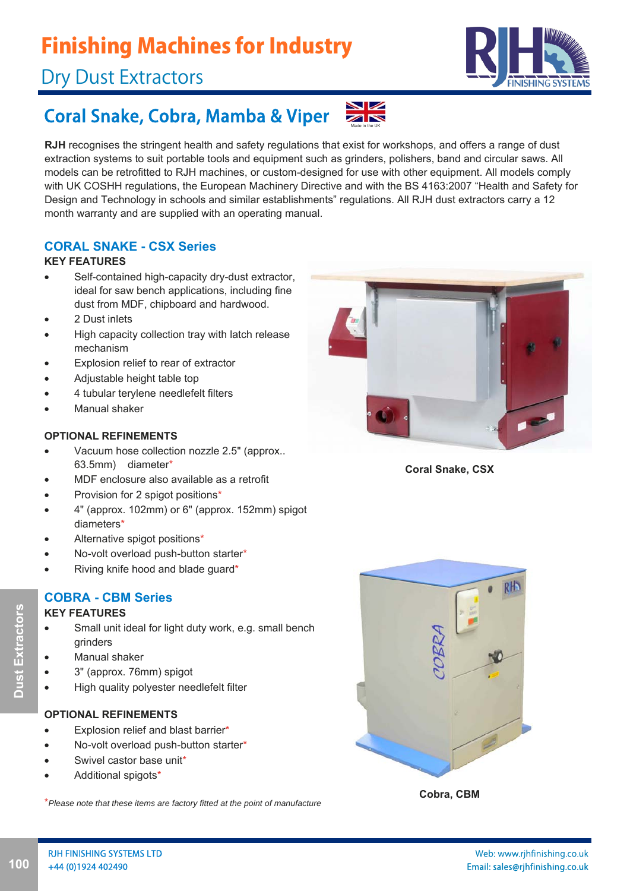# Finishing Machines for Industry

## Dry Dust Extractors

## Coral Snake, Cobra, Mamba & Viper

Made in the UK

**RJH** recognises the stringent health and safety regulations that exist for workshops, and offers a range of dust extraction systems to suit portable tools and equipment such as grinders, polishers, band and circular saws. All models can be retrofitted to RJH machines, or custom-designed for use with other equipment. All models comply with UK COSHH regulations, the European Machinery Directive and with the BS 4163:2007 "Health and Safety for Design and Technology in schools and similar establishments" regulations. All RJH dust extractors carry a 12 month warranty and are supplied with an operating manual.

### CORAL SNAKE - CSX Series

**KEY FEATURES**

- Self-contained high-capacity dry-dust extractor, ideal for saw bench applications, including fine dust from MDF, chipboard and hardwood.
- 2 Dust inlets
- High capacity collection tray with latch release mechanism
- Explosion relief to rear of extractor
- Adjustable height table top
- 4 tubular terylene needlefelt filters
- Manual shaker

**OPTIONAL REFINEMENTS**

- Vacuum hose collection nozzle 2.5" (approx.. 63.5mm) diameter*
- MDF enclosure also available as a retrofit
- Provision for 2 spigot positions*
- 4" (approx. 102mm) or 6" (approx. 152mm) spigot diameters*
- Alternative spigot positions*
- No-volt overload push-button starter*
- Riving knife hood and blade guard*

**Coral Snake, CSX**

### COBRA - CBM Series

**KEY FEATURES**

- Small unit ideal for light duty work, e.g. small bench grinders
- Manual shaker
- 3" (approx. 76mm) spigot
- High quality polyester needlefelt filter

**OPTIONAL REFINEMENTS**

- Explosion relief and blast barrier*
- No-volt overload push-button starter*
- Swivel castor base unit*
- Additional spigots*

**Cobra, CBM**

**Dust Extractors**

*\*Please note that these items are factory fitted at the point of manufacture*

RJH FINISHING SYSTEMS LTD
+44 (0)1924 402490

Web: www.rjhfinishing.co.uk
Email: sales@rjhfinishing.co.uk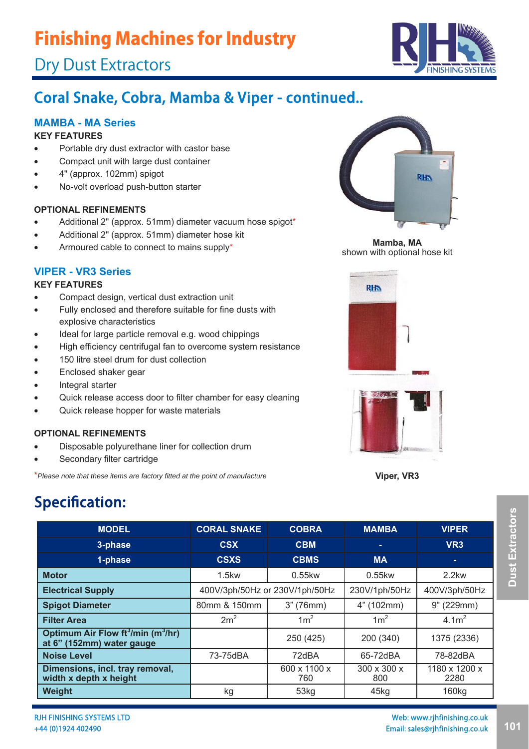# Finishing Machines for Industry

## Dry Dust Extractors

## Coral Snake, Cobra, Mamba & Viper - continued..

### MAMBA - MA Series

**KEY FEATURES**

- Portable dry dust extractor with castor base
- Compact unit with large dust container
- 4" (approx. 102mm) spigot
- No-volt overload push-button starter

**OPTIONAL REFINEMENTS**

- Additional 2" (approx. 51mm) diameter vacuum hose spigot*
- Additional 2" (approx. 51mm) diameter hose kit
- Armoured cable to connect to mains supply*

**Mamba, MA**
shown with optional hose kit

### VIPER - VR3 Series

**KEY FEATURES**

- Compact design, vertical dust extraction unit
- Fully enclosed and therefore suitable for fine dusts with explosive characteristics
- Ideal for large particle removal e.g. wood chippings
- High efficiency centrifugal fan to overcome system resistance
- 150 litre steel drum for dust collection
- Enclosed shaker gear
- Integral starter
- Quick release access door to filter chamber for easy cleaning
- Quick release hopper for waste materials

**OPTIONAL REFINEMENTS**

- Disposable polyurethane liner for collection drum
- Secondary filter cartridge

*\*Please note that these items are factory fitted at the point of manufacture*

**Viper, VR3**

## Specification:

| MODEL | CORAL SNAKE | COBRA | MAMBA | VIPER |
|---|---|---|---|---|
| 3-phase | CSX | CBM | - | VR3 |
| 1-phase | CSXS | CBMS | MA | - |
| Motor | 1.5kw | 0.55kw | 0.55kw | 2.2kw |
| Electrical Supply | 400V/3ph/50Hz or 230V/1ph/50Hz | | 230V/1ph/50Hz | 400V/3ph/50Hz |
| Spigot Diameter | 80mm & 150mm | 3" (76mm) | 4" (102mm) | 9" (229mm) |
| Filter Area | $2m^2$ | $1m^2$ | $1m^2$ | $4.1m^2$ |
| Optimum Air Flow $ft^3$/min ($m^3$/hr) at 6" (152mm) water gauge | | 250 (425) | 200 (340) | 1375 (2336) |
| Noise Level | 73-75dBA | 72dBA | 65-72dBA | 78-82dBA |
| Dimensions, incl. tray removal, width x depth x height | | 600 x 1100 x 760 | 300 x 300 x 800 | 1180 x 1200 x 2280 |
| Weight | kg | 53kg | 45kg | 160kg |

RJH FINISHING SYSTEMS LTD
+44 (0)1924 402490

Web: www.rjhfinishing.co.uk
Email: sales@rjhfinishing.co.uk